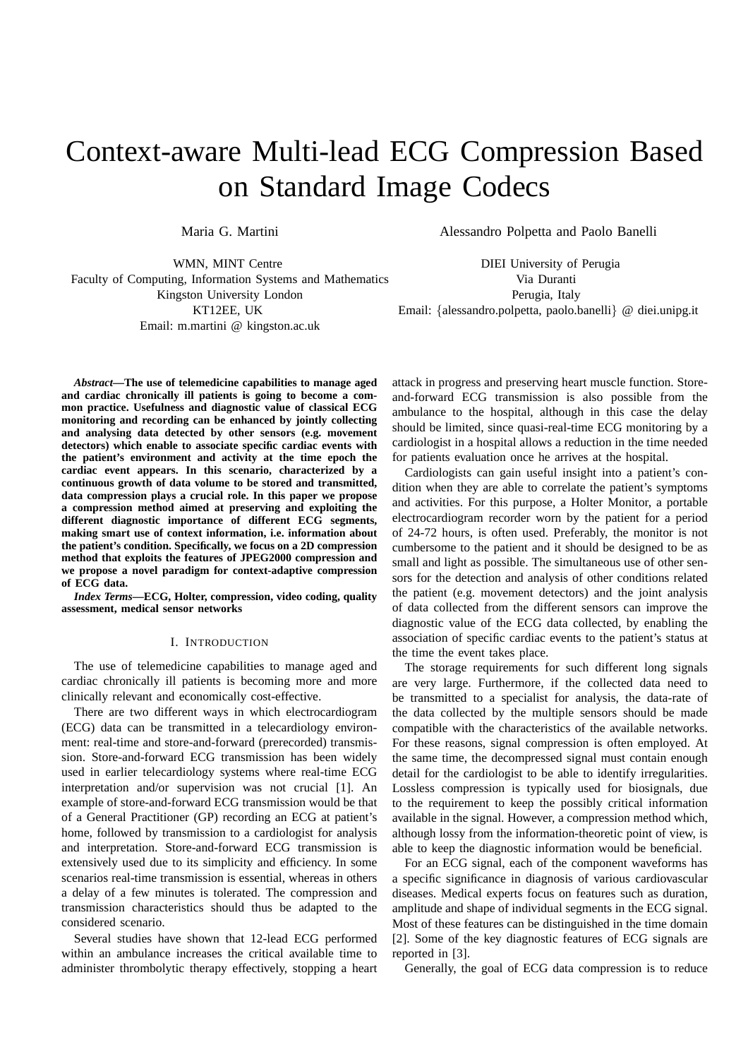# Context-aware Multi-lead ECG Compression Based on Standard Image Codecs

Maria G. Martini

WMN, MINT Centre
Faculty of Computing, Information Systems and Mathematics
Kingston University London
KT12EE, UK
Email: m.martini @ kingston.ac.uk

Alessandro Polpetta and Paolo Banelli

DIEI University of Perugia
Via Duranti
Perugia, Italy
Email: {alessandro.polpetta, paolo.banelli} @ diei.unipg.it

***Abstract*—The use of telemedicine capabilities to manage aged and cardiac chronically ill patients is going to become a common practice. Usefulness and diagnostic value of classical ECG monitoring and recording can be enhanced by jointly collecting and analysing data detected by other sensors (e.g. movement detectors) which enable to associate specific cardiac events with the patient's environment and activity at the time epoch the cardiac event appears. In this scenario, characterized by a continuous growth of data volume to be stored and transmitted, data compression plays a crucial role. In this paper we propose a compression method aimed at preserving and exploiting the different diagnostic importance of different ECG segments, making smart use of context information, i.e. information about the patient's condition. Specifically, we focus on a 2D compression method that exploits the features of JPEG2000 compression and we propose a novel paradigm for context-adaptive compression of ECG data.**

***Index Terms*—ECG, Holter, compression, video coding, quality assessment, medical sensor networks**

## I. Introduction

The use of telemedicine capabilities to manage aged and cardiac chronically ill patients is becoming more and more clinically relevant and economically cost-effective.

There are two different ways in which electrocardiogram (ECG) data can be transmitted in a telecardiology environment: real-time and store-and-forward (prerecorded) transmission. Store-and-forward ECG transmission has been widely used in earlier telecardiology systems where real-time ECG interpretation and/or supervision was not crucial [1]. An example of store-and-forward ECG transmission would be that of a General Practitioner (GP) recording an ECG at patient's home, followed by transmission to a cardiologist for analysis and interpretation. Store-and-forward ECG transmission is extensively used due to its simplicity and efficiency. In some scenarios real-time transmission is essential, whereas in others a delay of a few minutes is tolerated. The compression and transmission characteristics should thus be adapted to the considered scenario.

Several studies have shown that 12-lead ECG performed within an ambulance increases the critical available time to administer thrombolytic therapy effectively, stopping a heart attack in progress and preserving heart muscle function. Store-and-forward ECG transmission is also possible from the ambulance to the hospital, although in this case the delay should be limited, since quasi-real-time ECG monitoring by a cardiologist in a hospital allows a reduction in the time needed for patients evaluation once he arrives at the hospital.

Cardiologists can gain useful insight into a patient's condition when they are able to correlate the patient's symptoms and activities. For this purpose, a Holter Monitor, a portable electrocardiogram recorder worn by the patient for a period of 24-72 hours, is often used. Preferably, the monitor is not cumbersome to the patient and it should be designed to be as small and light as possible. The simultaneous use of other sensors for the detection and analysis of other conditions related the patient (e.g. movement detectors) and the joint analysis of data collected from the different sensors can improve the diagnostic value of the ECG data collected, by enabling the association of specific cardiac events to the patient's status at the time the event takes place.

The storage requirements for such different long signals are very large. Furthermore, if the collected data need to be transmitted to a specialist for analysis, the data-rate of the data collected by the multiple sensors should be made compatible with the characteristics of the available networks. For these reasons, signal compression is often employed. At the same time, the decompressed signal must contain enough detail for the cardiologist to be able to identify irregularities. Lossless compression is typically used for biosignals, due to the requirement to keep the possibly critical information available in the signal. However, a compression method which, although lossy from the information-theoretic point of view, is able to keep the diagnostic information would be beneficial.

For an ECG signal, each of the component waveforms has a specific significance in diagnosis of various cardiovascular diseases. Medical experts focus on features such as duration, amplitude and shape of individual segments in the ECG signal. Most of these features can be distinguished in the time domain [2]. Some of the key diagnostic features of ECG signals are reported in [3].

Generally, the goal of ECG data compression is to reduce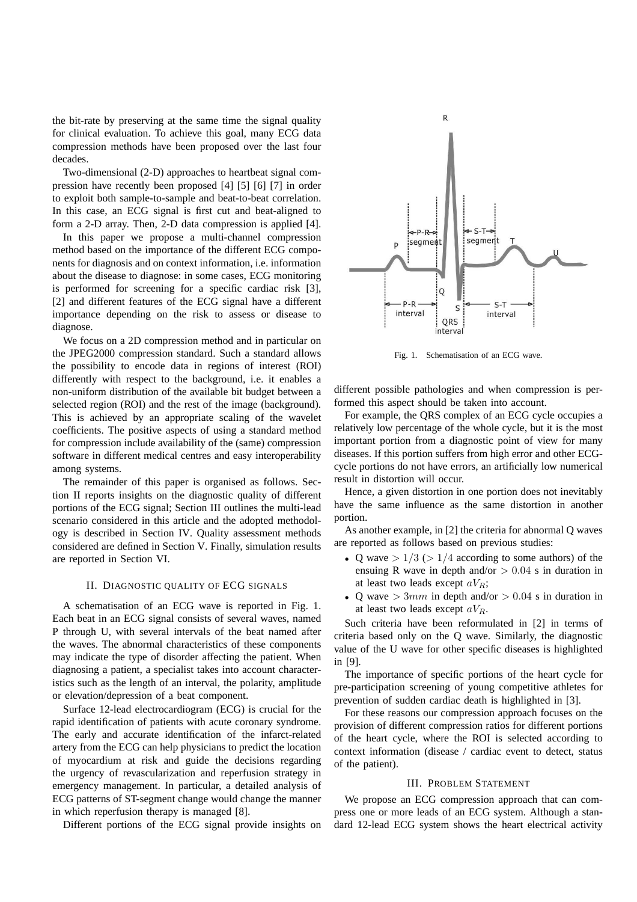the bit-rate by preserving at the same time the signal quality for clinical evaluation. To achieve this goal, many ECG data compression methods have been proposed over the last four decades.

Two-dimensional (2-D) approaches to heartbeat signal compression have recently been proposed [4] [5] [6] [7] in order to exploit both sample-to-sample and beat-to-beat correlation. In this case, an ECG signal is first cut and beat-aligned to form a 2-D array. Then, 2-D data compression is applied [4].

In this paper we propose a multi-channel compression method based on the importance of the different ECG components for diagnosis and on context information, i.e. information about the disease to diagnose: in some cases, ECG monitoring is performed for screening for a specific cardiac risk [3], [2] and different features of the ECG signal have a different importance depending on the risk to assess or disease to diagnose.

We focus on a 2D compression method and in particular on the JPEG2000 compression standard. Such a standard allows the possibility to encode data in regions of interest (ROI) differently with respect to the background, i.e. it enables a non-uniform distribution of the available bit budget between a selected region (ROI) and the rest of the image (background). This is achieved by an appropriate scaling of the wavelet coefficients. The positive aspects of using a standard method for compression include availability of the (same) compression software in different medical centres and easy interoperability among systems.

The remainder of this paper is organised as follows. Section II reports insights on the diagnostic quality of different portions of the ECG signal; Section III outlines the multi-lead scenario considered in this article and the adopted methodology is described in Section IV. Quality assessment methods considered are defined in Section V. Finally, simulation results are reported in Section VI.

## II. Diagnostic quality of ECG signals

A schematisation of an ECG wave is reported in Fig. 1. Each beat in an ECG signal consists of several waves, named P through U, with several intervals of the beat named after the waves. The abnormal characteristics of these components may indicate the type of disorder affecting the patient. When diagnosing a patient, a specialist takes into account characteristics such as the length of an interval, the polarity, amplitude or elevation/depression of a beat component.

Surface 12-lead electrocardiogram (ECG) is crucial for the rapid identification of patients with acute coronary syndrome. The early and accurate identification of the infarct-related artery from the ECG can help physicians to predict the location of myocardium at risk and guide the decisions regarding the urgency of revascularization and reperfusion strategy in emergency management. In particular, a detailed analysis of ECG patterns of ST-segment change would change the manner in which reperfusion therapy is managed [8].

Different portions of the ECG signal provide insights on different possible pathologies and when compression is performed this aspect should be taken into account.

Fig. 1. Schematisation of an ECG wave.

For example, the QRS complex of an ECG cycle occupies a relatively low percentage of the whole cycle, but it is the most important portion from a diagnostic point of view for many diseases. If this portion suffers from high error and other ECG-cycle portions do not have errors, an artificially low numerical result in distortion will occur.

Hence, a given distortion in one portion does not inevitably have the same influence as the same distortion in another portion.

As another example, in [2] the criteria for abnormal Q waves are reported as follows based on previous studies:

- Q wave $> 1/3$ ($> 1/4$ according to some authors) of the ensuing R wave in depth and/or $> 0.04$ s in duration in at least two leads except $aV_R$;
- Q wave $> 3mm$ in depth and/or $> 0.04$ s in duration in at least two leads except $aV_R$.

Such criteria have been reformulated in [2] in terms of criteria based only on the Q wave. Similarly, the diagnostic value of the U wave for other specific diseases is highlighted in [9].

The importance of specific portions of the heart cycle for pre-participation screening of young competitive athletes for prevention of sudden cardiac death is highlighted in [3].

For these reasons our compression approach focuses on the provision of different compression ratios for different portions of the heart cycle, where the ROI is selected according to context information (disease / cardiac event to detect, status of the patient).

## III. Problem Statement

We propose an ECG compression approach that can compress one or more leads of an ECG system. Although a standard 12-lead ECG system shows the heart electrical activity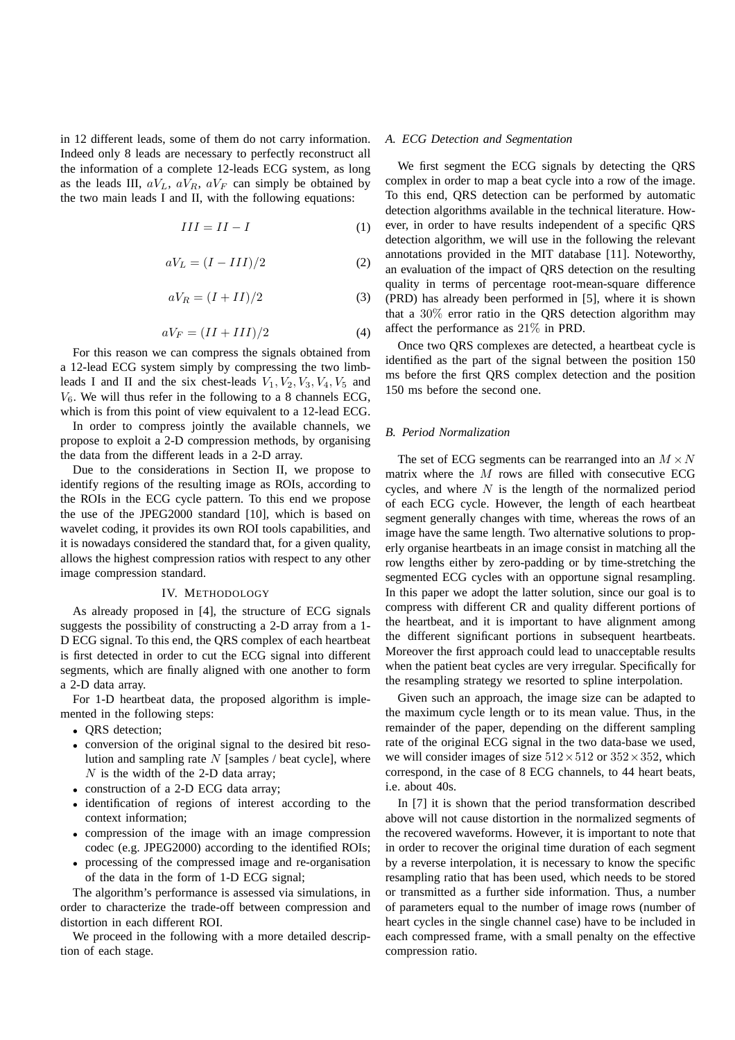in 12 different leads, some of them do not carry information. Indeed only 8 leads are necessary to perfectly reconstruct all the information of a complete 12-leads ECG system, as long as the leads III, $aV_L$, $aV_R$, $aV_F$ can simply be obtained by the two main leads I and II, with the following equations:

$$III = II - I \tag{1}$$

$$aV_L = (I - III)/2 \tag{2}$$

$$aV_R = (I + II)/2 \tag{3}$$

$$aV_F = (II + III)/2 \tag{4}$$

For this reason we can compress the signals obtained from a 12-lead ECG system simply by compressing the two limb-leads I and II and the six chest-leads $V_1, V_2, V_3, V_4, V_5$ and $V_6$. We will thus refer in the following to a 8 channels ECG, which is from this point of view equivalent to a 12-lead ECG.

In order to compress jointly the available channels, we propose to exploit a 2-D compression methods, by organising the data from the different leads in a 2-D array.

Due to the considerations in Section II, we propose to identify regions of the resulting image as ROIs, according to the ROIs in the ECG cycle pattern. To this end we propose the use of the JPEG2000 standard [10], which is based on wavelet coding, it provides its own ROI tools capabilities, and it is nowadays considered the standard that, for a given quality, allows the highest compression ratios with respect to any other image compression standard.

## IV. Methodology

As already proposed in [4], the structure of ECG signals suggests the possibility of constructing a 2-D array from a 1-D ECG signal. To this end, the QRS complex of each heartbeat is first detected in order to cut the ECG signal into different segments, which are finally aligned with one another to form a 2-D data array.

For 1-D heartbeat data, the proposed algorithm is implemented in the following steps:

- QRS detection;
- conversion of the original signal to the desired bit resolution and sampling rate $N$ [samples / beat cycle], where $N$ is the width of the 2-D data array;
- construction of a 2-D ECG data array;
- identification of regions of interest according to the context information;
- compression of the image with an image compression codec (e.g. JPEG2000) according to the identified ROIs;
- processing of the compressed image and re-organisation of the data in the form of 1-D ECG signal;

The algorithm's performance is assessed via simulations, in order to characterize the trade-off between compression and distortion in each different ROI.

We proceed in the following with a more detailed description of each stage.

### A. ECG Detection and Segmentation

We first segment the ECG signals by detecting the QRS complex in order to map a beat cycle into a row of the image. To this end, QRS detection can be performed by automatic detection algorithms available in the technical literature. However, in order to have results independent of a specific QRS detection algorithm, we will use in the following the relevant annotations provided in the MIT database [11]. Noteworthy, an evaluation of the impact of QRS detection on the resulting quality in terms of percentage root-mean-square difference (PRD) has already been performed in [5], where it is shown that a 30% error ratio in the QRS detection algorithm may affect the performance as 21% in PRD.

Once two QRS complexes are detected, a heartbeat cycle is identified as the part of the signal between the position 150 ms before the first QRS complex detection and the position 150 ms before the second one.

### B. Period Normalization

The set of ECG segments can be rearranged into an $M \times N$ matrix where the $M$ rows are filled with consecutive ECG cycles, and where $N$ is the length of the normalized period of each ECG cycle. However, the length of each heartbeat segment generally changes with time, whereas the rows of an image have the same length. Two alternative solutions to properly organise heartbeats in an image consist in matching all the row lengths either by zero-padding or by time-stretching the segmented ECG cycles with an opportune signal resampling. In this paper we adopt the latter solution, since our goal is to compress with different CR and quality different portions of the heartbeat, and it is important to have alignment among the different significant portions in subsequent heartbeats. Moreover the first approach could lead to unacceptable results when the patient beat cycles are very irregular. Specifically for the resampling strategy we resorted to spline interpolation.

Given such an approach, the image size can be adapted to the maximum cycle length or to its mean value. Thus, in the remainder of the paper, depending on the different sampling rate of the original ECG signal in the two data-base we used, we will consider images of size $512 \times 512$ or $352 \times 352$, which correspond, in the case of 8 ECG channels, to 44 heart beats, i.e. about 40s.

In [7] it is shown that the period transformation described above will not cause distortion in the normalized segments of the recovered waveforms. However, it is important to note that in order to recover the original time duration of each segment by a reverse interpolation, it is necessary to know the specific resampling ratio that has been used, which needs to be stored or transmitted as a further side information. Thus, a number of parameters equal to the number of image rows (number of heart cycles in the single channel case) have to be included in each compressed frame, with a small penalty on the effective compression ratio.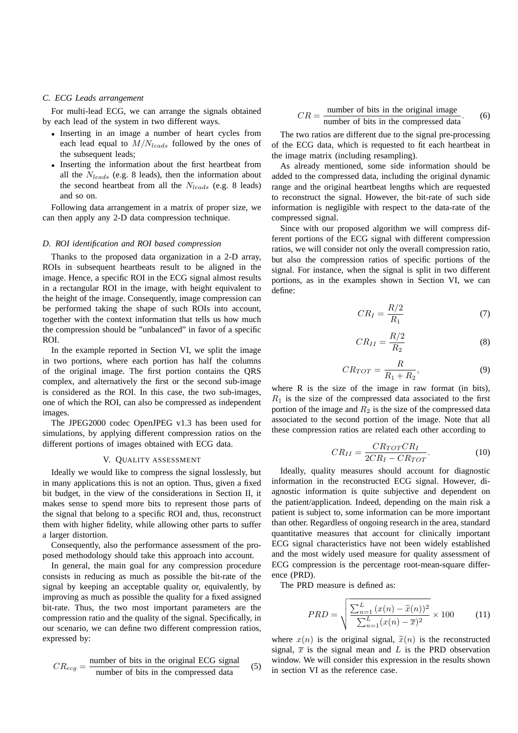### C. ECG Leads arrangement

For multi-lead ECG, we can arrange the signals obtained by each lead of the system in two different ways.

- Inserting in an image a number of heart cycles from each lead equal to $M/N_{leads}$ followed by the ones of the subsequent leads;
- Inserting the information about the first heartbeat from all the $N_{leads}$ (e.g. 8 leads), then the information about the second heartbeat from all the $N_{leads}$ (e.g. 8 leads) and so on.

Following data arrangement in a matrix of proper size, we can then apply any 2-D data compression technique.

### D. ROI identification and ROI based compression

Thanks to the proposed data organization in a 2-D array, ROIs in subsequent heartbeats result to be aligned in the image. Hence, a specific ROI in the ECG signal almost results in a rectangular ROI in the image, with height equivalent to the height of the image. Consequently, image compression can be performed taking the shape of such ROIs into account, together with the context information that tells us how much the compression should be "unbalanced" in favor of a specific ROI.

In the example reported in Section VI, we split the image in two portions, where each portion has half the columns of the original image. The first portion contains the QRS complex, and alternatively the first or the second sub-image is considered as the ROI. In this case, the two sub-images, one of which the ROI, can also be compressed as independent images.

The JPEG2000 codec OpenJPEG v1.3 has been used for simulations, by applying different compression ratios on the different portions of images obtained with ECG data.

## V. Quality assessment

Ideally we would like to compress the signal losslessly, but in many applications this is not an option. Thus, given a fixed bit budget, in the view of the considerations in Section II, it makes sense to spend more bits to represent those parts of the signal that belong to a specific ROI and, thus, reconstruct them with higher fidelity, while allowing other parts to suffer a larger distortion.

Consequently, also the performance assessment of the proposed methodology should take this approach into account.

In general, the main goal for any compression procedure consists in reducing as much as possible the bit-rate of the signal by keeping an acceptable quality or, equivalently, by improving as much as possible the quality for a fixed assigned bit-rate. Thus, the two most important parameters are the compression ratio and the quality of the signal. Specifically, in our scenario, we can define two different compression ratios, expressed by:

$$CR_{ecg} = \frac{\text{number of bits in the original ECG signal}}{\text{number of bits in the compressed data}} \quad (5)$$

$$CR = \frac{\text{number of bits in the original image}}{\text{number of bits in the compressed data}}. \quad (6)$$

The two ratios are different due to the signal pre-processing of the ECG data, which is requested to fit each heartbeat in the image matrix (including resampling).

As already mentioned, some side information should be added to the compressed data, including the original dynamic range and the original heartbeat lengths which are requested to reconstruct the signal. However, the bit-rate of such side information is negligible with respect to the data-rate of the compressed signal.

Since with our proposed algorithm we will compress different portions of the ECG signal with different compression ratios, we will consider not only the overall compression ratio, but also the compression ratios of specific portions of the signal. For instance, when the signal is split in two different portions, as in the examples shown in Section VI, we can define:

$$CR_I = \frac{R/2}{R_1} \quad (7)$$

$$CR_{II} = \frac{R/2}{R_2} \quad (8)$$

$$CR_{TOT} = \frac{R}{R_1 + R_2}, \quad (9)$$

where R is the size of the image in raw format (in bits), $R_1$ is the size of the compressed data associated to the first portion of the image and $R_2$ is the size of the compressed data associated to the second portion of the image. Note that all these compression ratios are related each other according to

$$CR_{II} = \frac{CR_{TOT} CR_I}{2CR_I - CR_{TOT}}. \quad (10)$$

Ideally, quality measures should account for diagnostic information in the reconstructed ECG signal. However, diagnostic information is quite subjective and dependent on the patient/application. Indeed, depending on the main risk a patient is subject to, some information can be more important than other. Regardless of ongoing research in the area, standard quantitative measures that account for clinically important ECG signal characteristics have not been widely established and the most widely used measure for quality assessment of ECG compression is the percentage root-mean-square difference (PRD).

The PRD measure is defined as:

$$PRD = \sqrt{\frac{\sum_{n=1}^{L} (x(n) - \widetilde{x}(n))^2}{\sum_{n=1}^{L} (x(n) - \overline{x})^2}} \times 100 \quad (11)$$

where $x(n)$ is the original signal, $\widetilde{x}(n)$ is the reconstructed signal, $\overline{x}$ is the signal mean and $L$ is the PRD observation window. We will consider this expression in the results shown in section VI as the reference case.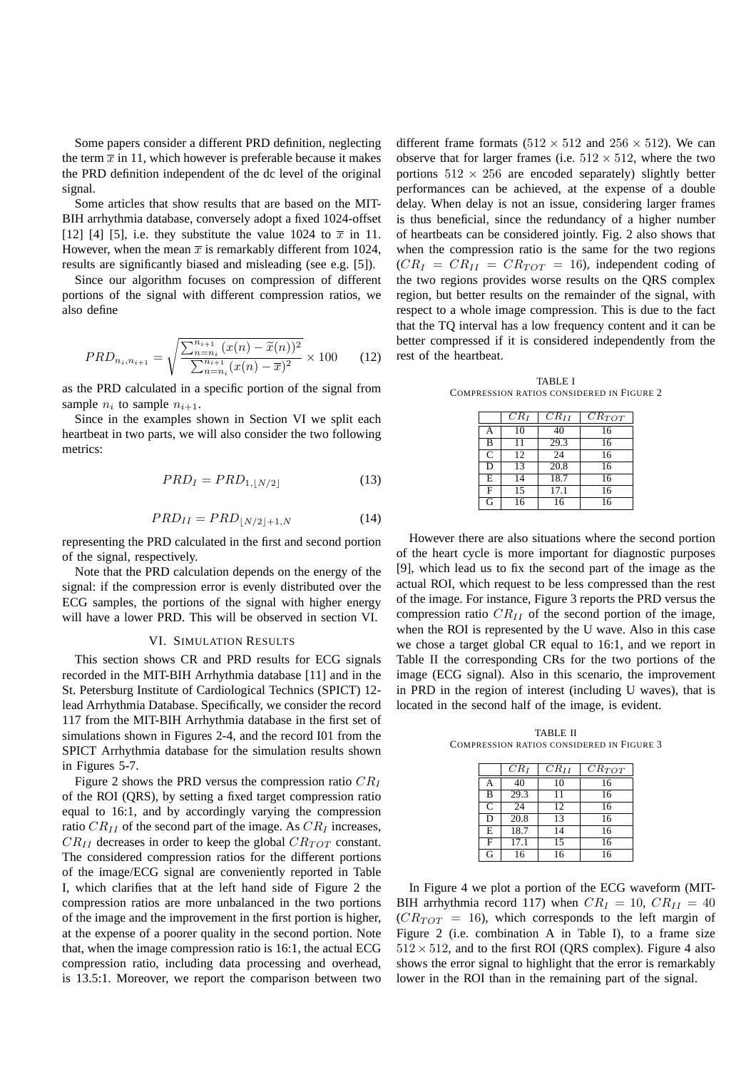Some papers consider a different PRD definition, neglecting the term $\overline{x}$ in 11, which however is preferable because it makes the PRD definition independent of the dc level of the original signal.

Some articles that show results that are based on the MIT-BIH arrhythmia database, conversely adopt a fixed 1024-offset [12] [4] [5], i.e. they substitute the value 1024 to $\overline{x}$ in 11. However, when the mean $\overline{x}$ is remarkably different from 1024, results are significantly biased and misleading (see e.g. [5]).

Since our algorithm focuses on compression of different portions of the signal with different compression ratios, we also define

$$PRD_{n_i,n_{i+1}} = \sqrt{\frac{\sum_{n=n_i}^{n_{i+1}} (x(n) - \widetilde{x}(n))^2}{\sum_{n=n_i}^{n_{i+1}} (x(n) - \overline{x})^2}} \times 100 \qquad (12)$$

as the PRD calculated in a specific portion of the signal from sample $n_i$ to sample $n_{i+1}$.

Since in the examples shown in Section VI we split each heartbeat in two parts, we will also consider the two following metrics:

$$PRD_I = PRD_{1,\lfloor N/2 \rfloor} \qquad (13)$$

$$PRD_{II} = PRD_{\lfloor N/2 \rfloor+1,N} \qquad (14)$$

representing the PRD calculated in the first and second portion of the signal, respectively.

Note that the PRD calculation depends on the energy of the signal: if the compression error is evenly distributed over the ECG samples, the portions of the signal with higher energy will have a lower PRD. This will be observed in section VI.

## VI. Simulation Results

This section shows CR and PRD results for ECG signals recorded in the MIT-BIH Arrhythmia database [11] and in the St. Petersburg Institute of Cardiological Technics (SPICT) 12-lead Arrhythmia Database. Specifically, we consider the record 117 from the MIT-BIH Arrhythmia database in the first set of simulations shown in Figures 2-4, and the record I01 from the SPICT Arrhythmia database for the simulation results shown in Figures 5-7.

Figure 2 shows the PRD versus the compression ratio $CR_I$ of the ROI (QRS), by setting a fixed target compression ratio equal to 16:1, and by accordingly varying the compression ratio $CR_{II}$ of the second part of the image. As $CR_I$ increases, $CR_{II}$ decreases in order to keep the global $CR_{TOT}$ constant. The considered compression ratios for the different portions of the image/ECG signal are conveniently reported in Table I, which clarifies that at the left hand side of Figure 2 the compression ratios are more unbalanced in the two portions of the image and the improvement in the first portion is higher, at the expense of a poorer quality in the second portion. Note that, when the image compression ratio is 16:1, the actual ECG compression ratio, including data processing and overhead, is 13.5:1. Moreover, we report the comparison between two different frame formats ($512 \times 512$ and $256 \times 512$). We can observe that for larger frames (i.e. $512 \times 512$, where the two portions $512 \times 256$ are encoded separately) slightly better performances can be achieved, at the expense of a double delay. When delay is not an issue, considering larger frames is thus beneficial, since the redundancy of a higher number of heartbeats can be considered jointly. Fig. 2 also shows that when the compression ratio is the same for the two regions ($CR_I = CR_{II} = CR_{TOT} = 16$), independent coding of the two regions provides worse results on the QRS complex region, but better results on the remainder of the signal, with respect to a whole image compression. This is due to the fact that the TQ interval has a low frequency content and it can be better compressed if it is considered independently from the rest of the heartbeat.

TABLE I
Compression ratios considered in Figure 2

| | $CR_I$ | $CR_{II}$ | $CR_{TOT}$ |
|---|---|---|---|
| A | 10 | 40 | 16 |
| B | 11 | 29.3 | 16 |
| C | 12 | 24 | 16 |
| D | 13 | 20.8 | 16 |
| E | 14 | 18.7 | 16 |
| F | 15 | 17.1 | 16 |
| G | 16 | 16 | 16 |

However there are also situations where the second portion of the heart cycle is more important for diagnostic purposes [9], which lead us to fix the second part of the image as the actual ROI, which request to be less compressed than the rest of the image. For instance, Figure 3 reports the PRD versus the compression ratio $CR_{II}$ of the second portion of the image, when the ROI is represented by the U wave. Also in this case we chose a target global CR equal to 16:1, and we report in Table II the corresponding CRs for the two portions of the image (ECG signal). Also in this scenario, the improvement in PRD in the region of interest (including U waves), that is located in the second half of the image, is evident.

TABLE II
Compression ratios considered in Figure 3

| | $CR_I$ | $CR_{II}$ | $CR_{TOT}$ |
|---|---|---|---|
| A | 40 | 10 | 16 |
| B | 29.3 | 11 | 16 |
| C | 24 | 12 | 16 |
| D | 20.8 | 13 | 16 |
| E | 18.7 | 14 | 16 |
| F | 17.1 | 15 | 16 |
| G | 16 | 16 | 16 |

In Figure 4 we plot a portion of the ECG waveform (MIT-BIH arrhythmia record 117) when $CR_I = 10$, $CR_{II} = 40$ ($CR_{TOT} = 16$), which corresponds to the left margin of Figure 2 (i.e. combination A in Table I), to a frame size $512 \times 512$, and to the first ROI (QRS complex). Figure 4 also shows the error signal to highlight that the error is remarkably lower in the ROI than in the remaining part of the signal.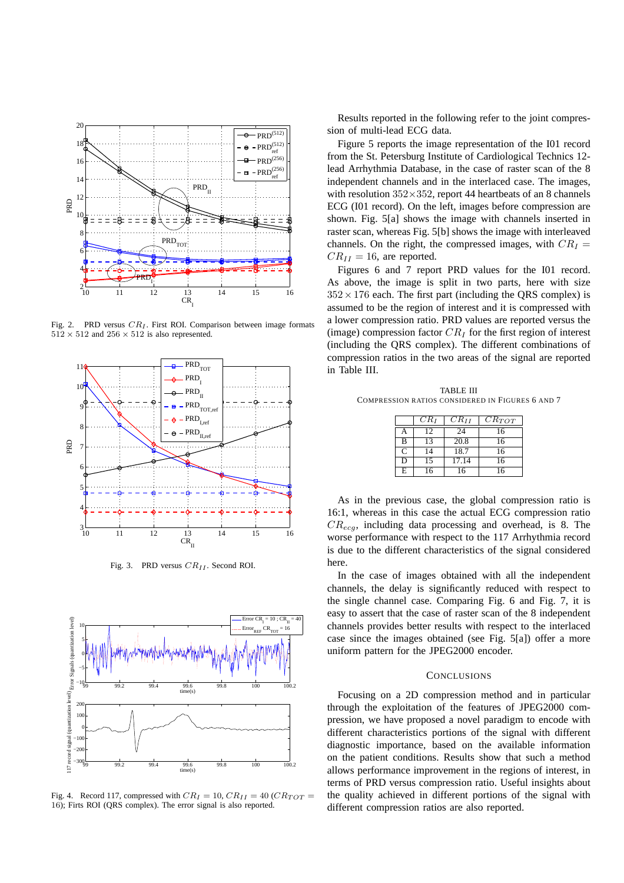Fig. 2. PRD versus $CR_I$. First ROI. Comparison between image formats $512 \times 512$ and $256 \times 512$ is also represented.

Fig. 3. PRD versus $CR_{II}$. Second ROI.

Fig. 4. Record 117, compressed with $CR_I = 10, CR_{II} = 40$ ($CR_{TOT} = 16$); Firts ROI (QRS complex). The error signal is also reported.

Results reported in the following refer to the joint compression of multi-lead ECG data.

Figure 5 reports the image representation of the I01 record from the St. Petersburg Institute of Cardiological Technics 12-lead Arrhythmia Database, in the case of raster scan of the 8 independent channels and in the interlaced case. The images, with resolution $352 \times 352$, report 44 heartbeats of an 8 channels ECG (I01 record). On the left, images before compression are shown. Fig. 5[a] shows the image with channels inserted in raster scan, whereas Fig. 5[b] shows the image with interleaved channels. On the right, the compressed images, with $CR_I = CR_{II} = 16$, are reported.

Figures 6 and 7 report PRD values for the I01 record. As above, the image is split in two parts, here with size $352 \times 176$ each. The first part (including the QRS complex) is assumed to be the region of interest and it is compressed with a lower compression ratio. PRD values are reported versus the (image) compression factor $CR_I$ for the first region of interest (including the QRS complex). The different combinations of compression ratios in the two areas of the signal are reported in Table III.

TABLE III
COMPRESSION RATIOS CONSIDERED IN FIGURES 6 AND 7

| | $CR_I$ | $CR_{II}$ | $CR_{TOT}$ |
|---|---|---|---|
| A | 12 | 24 | 16 |
| B | 13 | 20.8 | 16 |
| C | 14 | 18.7 | 16 |
| D | 15 | 17.14 | 16 |
| E | 16 | 16 | 16 |

As in the previous case, the global compression ratio is 16:1, whereas in this case the actual ECG compression ratio $CR_{ecg}$, including data processing and overhead, is 8. The worse performance with respect to the 117 Arrhythmia record is due to the different characteristics of the signal considered here.

In the case of images obtained with all the independent channels, the delay is significantly reduced with respect to the single channel case. Comparing Fig. 6 and Fig. 7, it is easy to assert that the case of raster scan of the 8 independent channels provides better results with respect to the interlaced case since the images obtained (see Fig. 5[a]) offer a more uniform pattern for the JPEG2000 encoder.

## CONCLUSIONS

Focusing on a 2D compression method and in particular through the exploitation of the features of JPEG2000 compression, we have proposed a novel paradigm to encode with different characteristics portions of the signal with different diagnostic importance, based on the available information on the patient conditions. Results show that such a method allows performance improvement in the regions of interest, in terms of PRD versus compression ratio. Useful insights about the quality achieved in different portions of the signal with different compression ratios are also reported.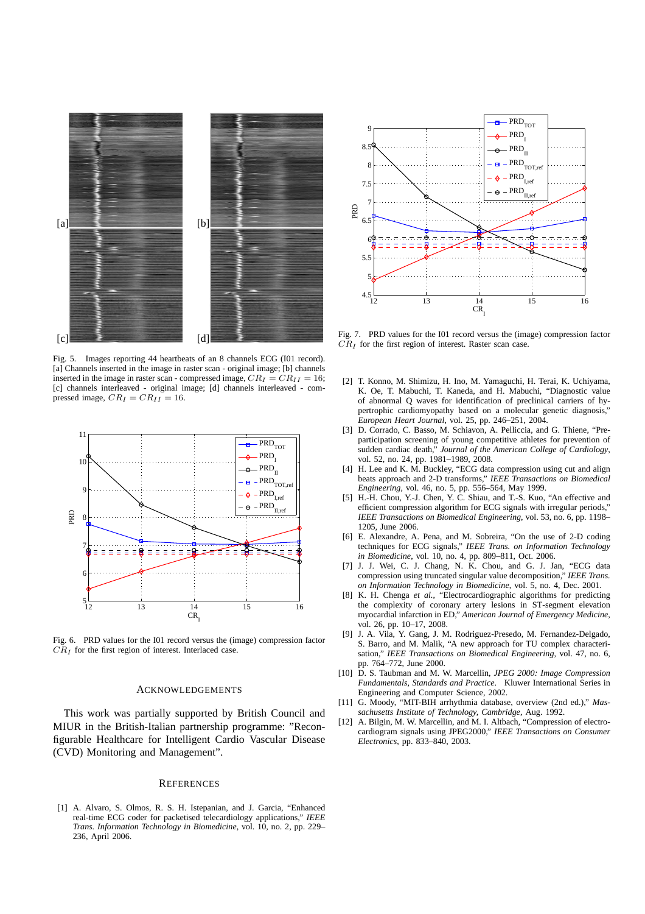[a]

[b]

[c]

[d]

Fig. 5. Images reporting 44 heartbeats of an 8 channels ECG (I01 record). [a] Channels inserted in the image in raster scan - original image; [b] channels inserted in the image in raster scan - compressed image, $CR_I = CR_{II} = 16$; [c] channels interleaved - original image; [d] channels interleaved - compressed image, $CR_I = CR_{II} = 16$.

PRD
11
10
9
8
7
6
5
12
13
14
15
16
CR$_I$
PRD$_{TOT}$
PRD$_I$
PRD$_{II}$
PRD$_{TOT,ref}$
PRD$_{I,ref}$
PRD$_{II,ref}$

Fig. 6. PRD values for the I01 record versus the (image) compression factor $CR_I$ for the first region of interest. Interlaced case.

## Acknowledgements

This work was partially supported by British Council and MIUR in the British-Italian partnership programme: "Reconfigurable Healthcare for Intelligent Cardio Vascular Disease (CVD) Monitoring and Management".

## References

[1] A. Alvaro, S. Olmos, R. S. H. Istepanian, and J. Garcia, "Enhanced real-time ECG coder for packetised telecardiology applications," *IEEE Trans. Information Technology in Biomedicine*, vol. 10, no. 2, pp. 229–236, April 2006.

PRD
9
8.5
8
7.5
7
6.5
6
5.5
5
4.5
12
13
14
15
16
CR$_I$
PRD$_{TOT}$
PRD$_I$
PRD$_{II}$
PRD$_{TOT,ref}$
PRD$_{I,ref}$
PRD$_{II,ref}$

Fig. 7. PRD values for the I01 record versus the (image) compression factor $CR_I$ for the first region of interest. Raster scan case.

[2] T. Konno, M. Shimizu, H. Ino, M. Yamaguchi, H. Terai, K. Uchiyama, K. Oe, T. Mabuchi, T. Kaneda, and H. Mabuchi, "Diagnostic value of abnormal Q waves for identification of preclinical carriers of hypertrophic cardiomyopathy based on a molecular genetic diagnosis," *European Heart Journal*, vol. 25, pp. 246–251, 2004.

[3] D. Corrado, C. Basso, M. Schiavon, A. Pelliccia, and G. Thiene, "Preparticipation screening of young competitive athletes for prevention of sudden cardiac death," *Journal of the American College of Cardiology*, vol. 52, no. 24, pp. 1981–1989, 2008.

[4] H. Lee and K. M. Buckley, "ECG data compression using cut and align beats approach and 2-D transforms," *IEEE Transactions on Biomedical Engineering*, vol. 46, no. 5, pp. 556–564, May 1999.

[5] H.-H. Chou, Y.-J. Chen, Y. C. Shiau, and T.-S. Kuo, "An effective and efficient compression algorithm for ECG signals with irregular periods," *IEEE Transactions on Biomedical Engineering*, vol. 53, no. 6, pp. 1198–1205, June 2006.

[6] E. Alexandre, A. Pena, and M. Sobreira, "On the use of 2-D coding techniques for ECG signals," *IEEE Trans. on Information Technology in Biomedicine*, vol. 10, no. 4, pp. 809–811, Oct. 2006.

[7] J. J. Wei, C. J. Chang, N. K. Chou, and G. J. Jan, "ECG data compression using truncated singular value decomposition," *IEEE Trans. on Information Technology in Biomedicine*, vol. 5, no. 4, Dec. 2001.

[8] K. H. Chenga *et al.*, "Electrocardiographic algorithms for predicting the complexity of coronary artery lesions in ST-segment elevation myocardial infarction in ED," *American Journal of Emergency Medicine*, vol. 26, pp. 10–17, 2008.

[9] J. A. Vila, Y. Gang, J. M. Rodriguez-Presedo, M. Fernandez-Delgado, S. Barro, and M. Malik, "A new approach for TU complex characterisation," *IEEE Transactions on Biomedical Engineering*, vol. 47, no. 6, pp. 764–772, June 2000.

[10] D. S. Taubman and M. W. Marcellin, *JPEG 2000: Image Compression Fundamentals, Standards and Practice*. Kluwer International Series in Engineering and Computer Science, 2002.

[11] G. Moody, "MIT-BIH arrhythmia database, overview (2nd ed.)," *Massachusetts Institute of Technology, Cambridge*, Aug. 1992.

[12] A. Bilgin, M. W. Marcellin, and M. I. Altbach, "Compression of electrocardiogram signals using JPEG2000," *IEEE Transactions on Consumer Electronics*, pp. 833–840, 2003.